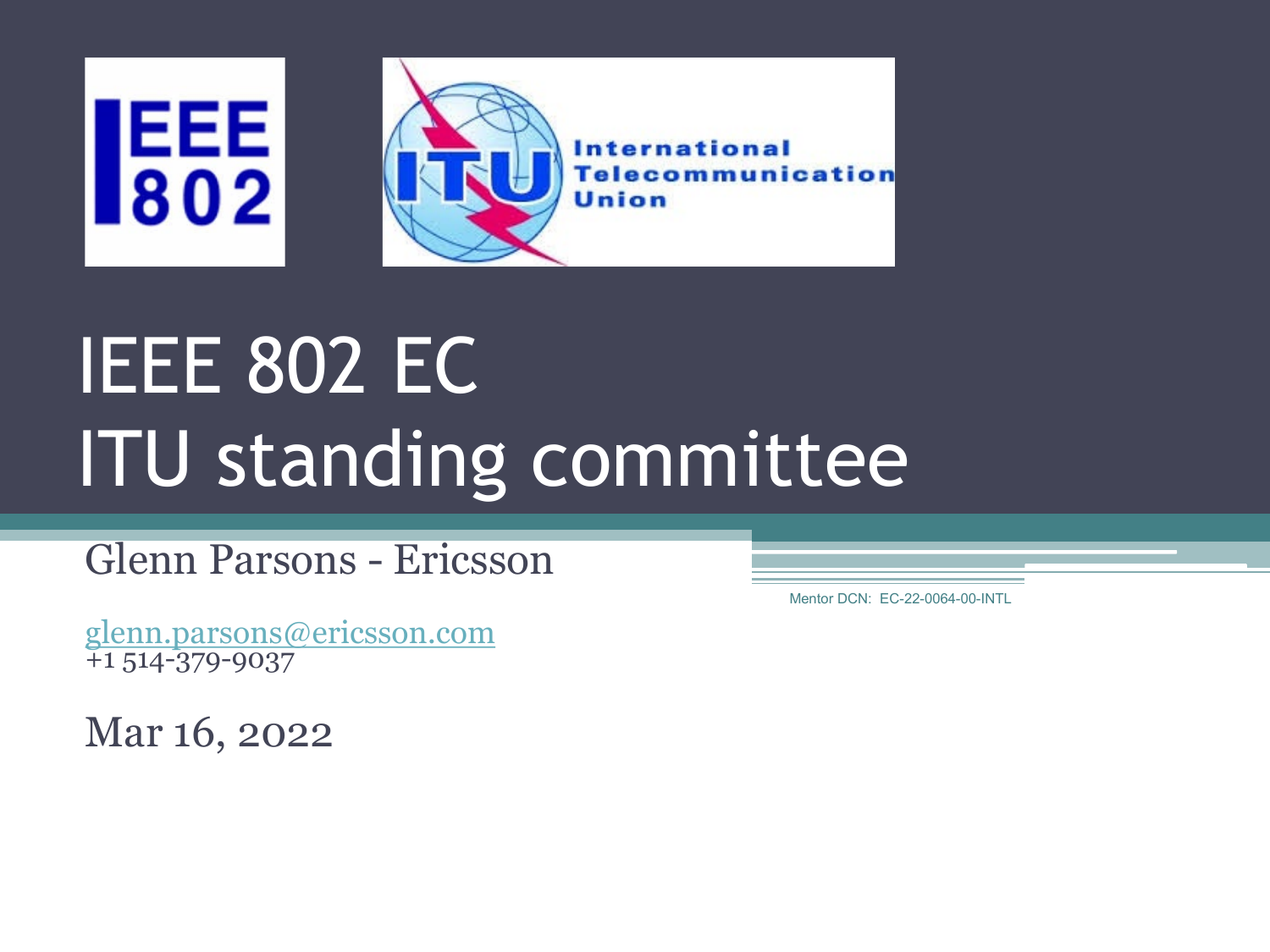# IEEE 802 EC
# ITU standing committee

Glenn Parsons - Ericsson

glenn.parsons@ericsson.com
+1 514-379-9037

Mar 16, 2022

Mentor DCN: EC-22-0064-00-INTL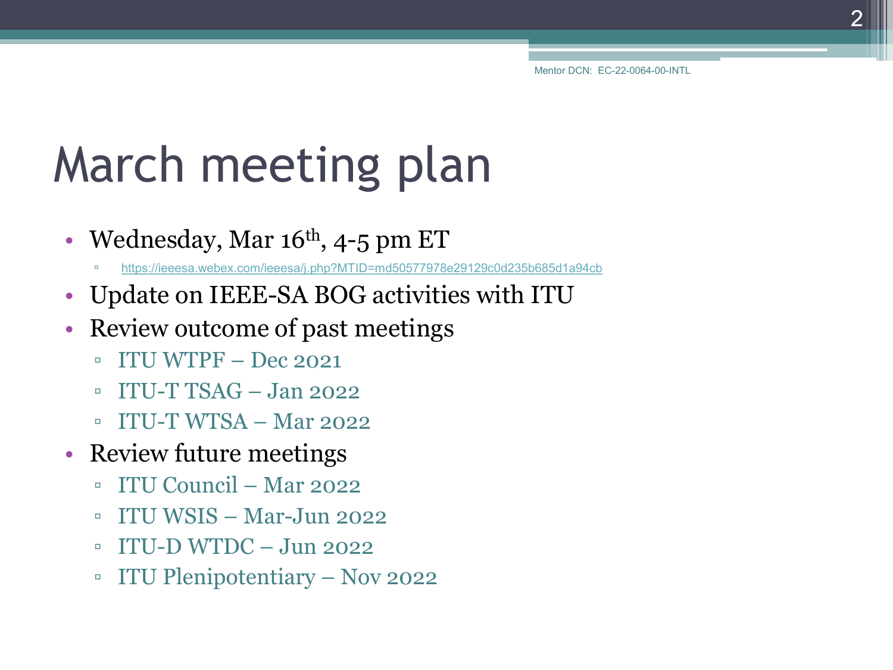Mentor DCN: EC-22-0064-00-INTL

# March meeting plan

- Wednesday, Mar 16th, 4-5 pm ET
  - https://ieeesa.webex.com/ieeesa/j.php?MTID=md50577978e29129c0d235b685d1a94cb
- Update on IEEE-SA BOG activities with ITU
- Review outcome of past meetings
  - ITU WTPF – Dec 2021
  - ITU-T TSAG – Jan 2022
  - ITU-T WTSA – Mar 2022
- Review future meetings
  - ITU Council – Mar 2022
  - ITU WSIS – Mar-Jun 2022
  - ITU-D WTDC – Jun 2022
  - ITU Plenipotentiary – Nov 2022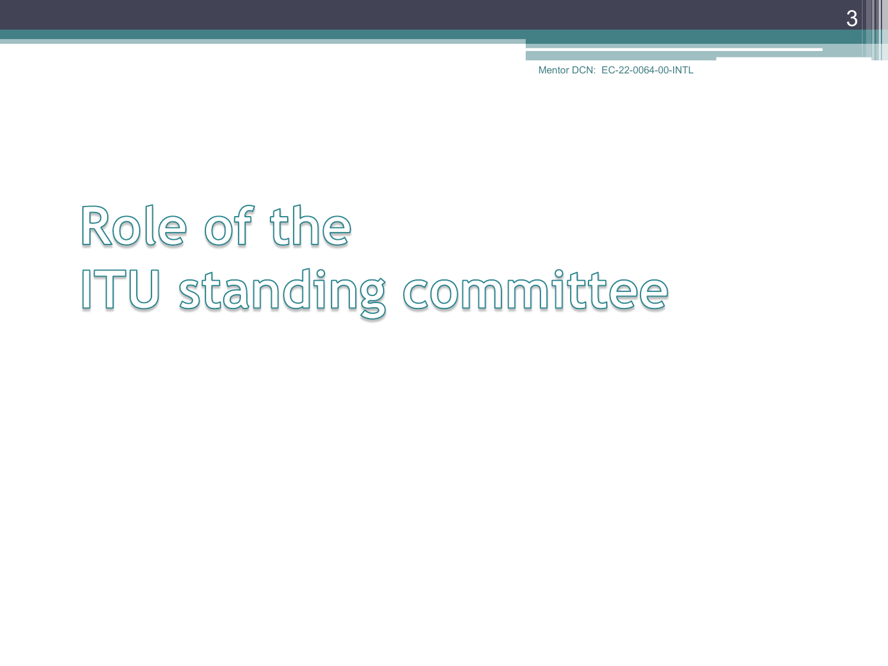# Role of the ITU standing committee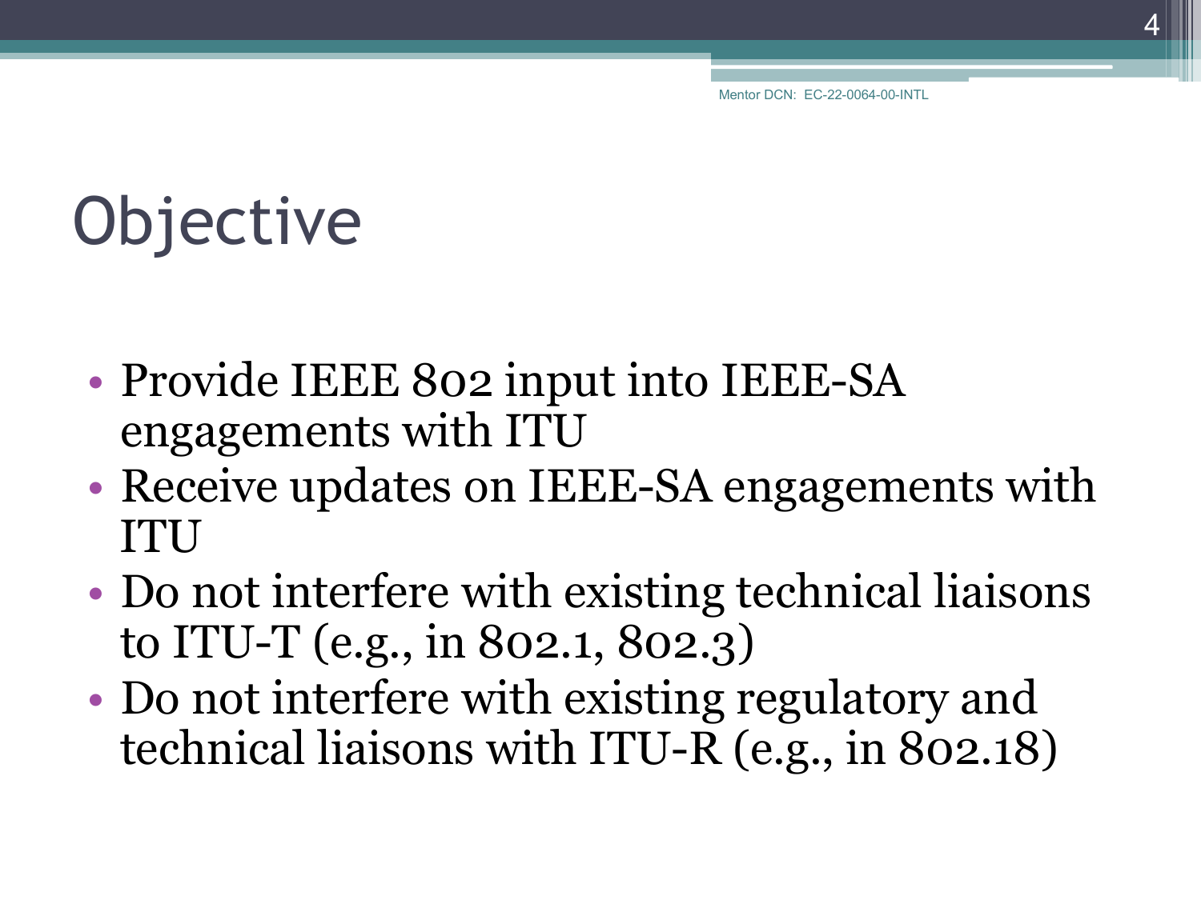# Objective

- Provide IEEE 802 input into IEEE-SA engagements with ITU
- Receive updates on IEEE-SA engagements with ITU
- Do not interfere with existing technical liaisons to ITU-T (e.g., in 802.1, 802.3)
- Do not interfere with existing regulatory and technical liaisons with ITU-R (e.g., in 802.18)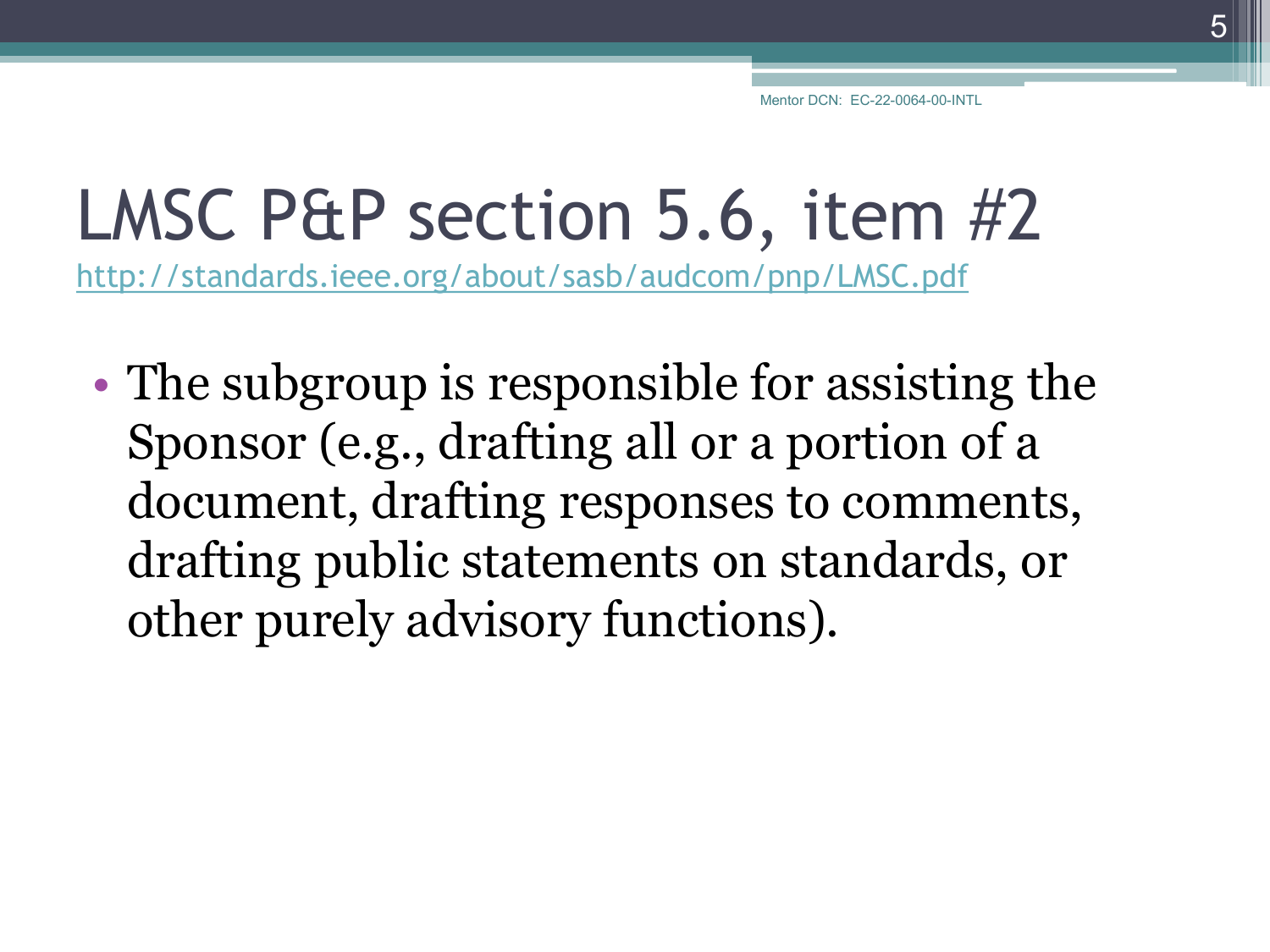# LMSC P&P section 5.6, item #2

http://standards.ieee.org/about/sasb/audcom/pnp/LMSC.pdf

- The subgroup is responsible for assisting the Sponsor (e.g., drafting all or a portion of a document, drafting responses to comments, drafting public statements on standards, or other purely advisory functions).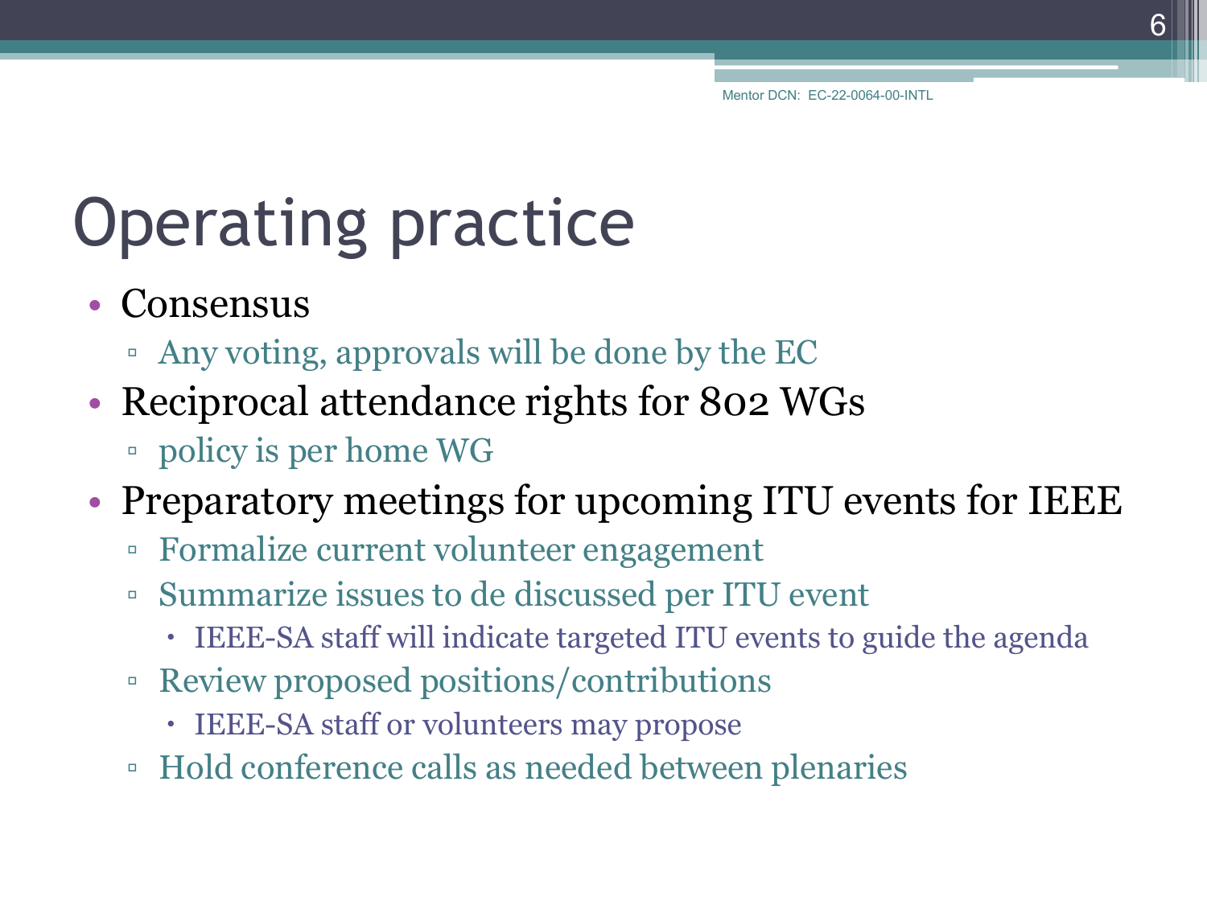# Operating practice

- Consensus
  - Any voting, approvals will be done by the EC
- Reciprocal attendance rights for 802 WGs
  - policy is per home WG
- Preparatory meetings for upcoming ITU events for IEEE
  - Formalize current volunteer engagement
  - Summarize issues to de discussed per ITU event
    - IEEE-SA staff will indicate targeted ITU events to guide the agenda
  - Review proposed positions/contributions
    - IEEE-SA staff or volunteers may propose
  - Hold conference calls as needed between plenaries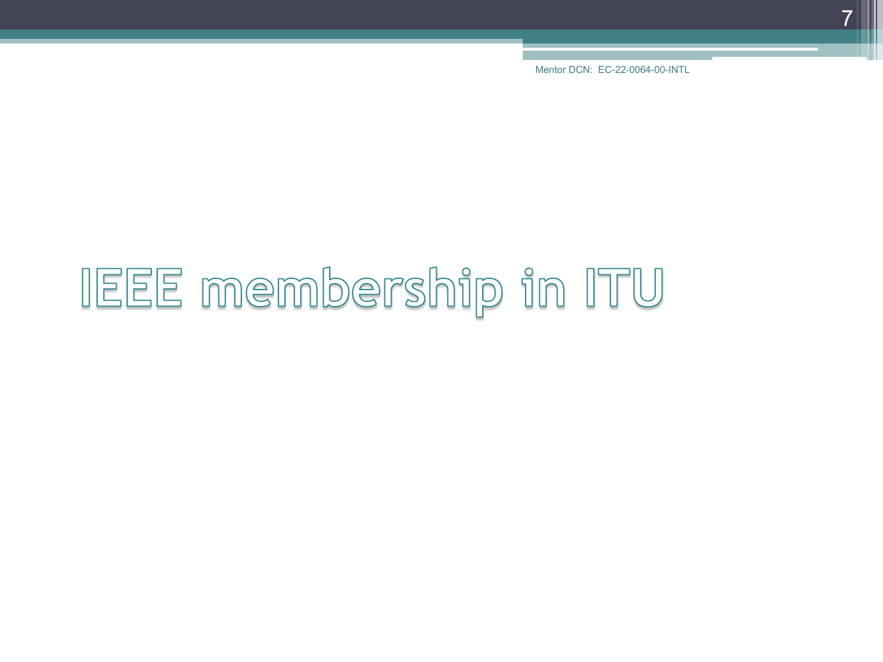# IEEE membership in ITU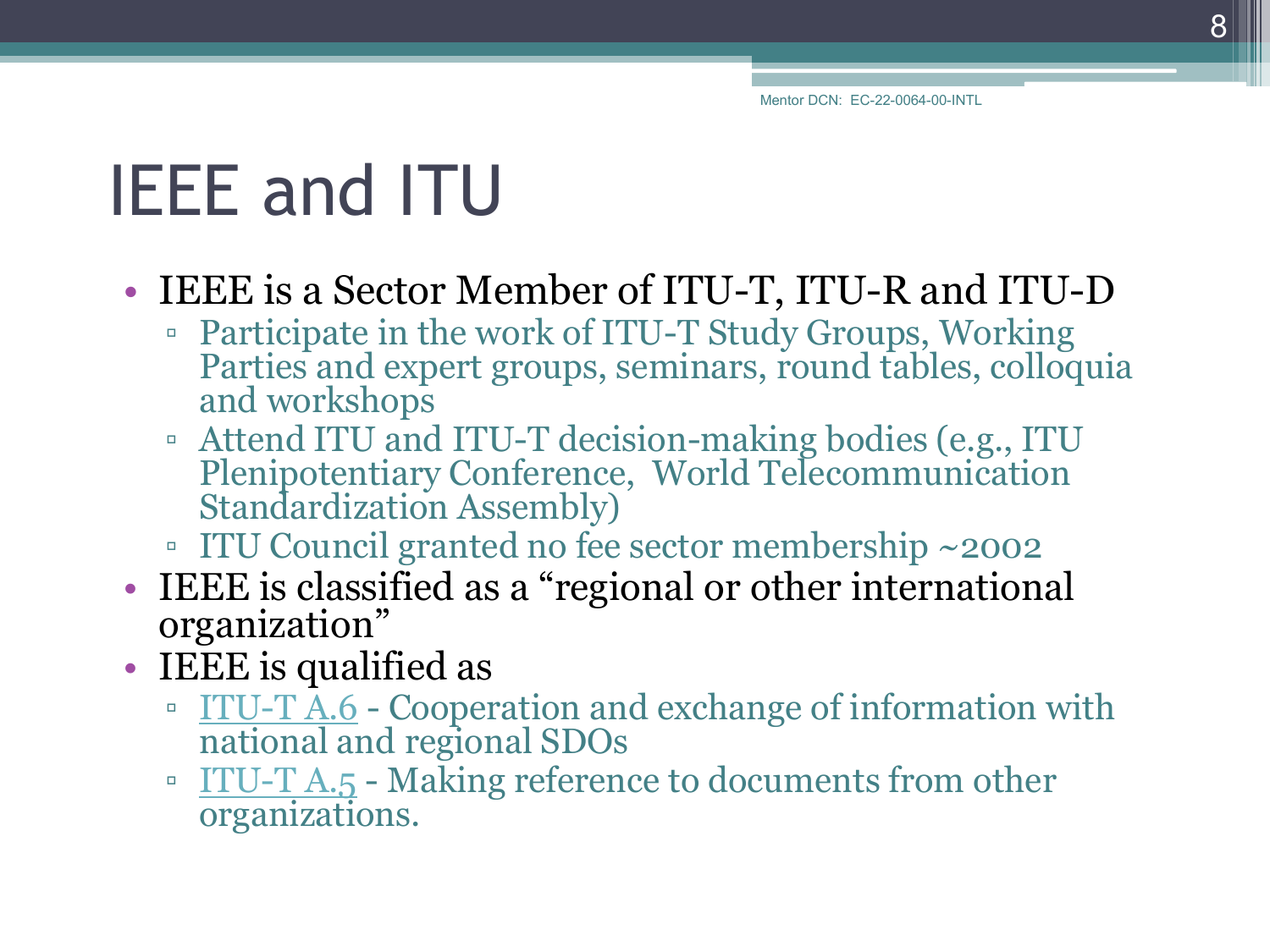# IEEE and ITU

- IEEE is a Sector Member of ITU-T, ITU-R and ITU-D
  - Participate in the work of ITU-T Study Groups, Working Parties and expert groups, seminars, round tables, colloquia and workshops
  - Attend ITU and ITU-T decision-making bodies (e.g., ITU Plenipotentiary Conference, World Telecommunication Standardization Assembly)
  - ITU Council granted no fee sector membership ~2002
- IEEE is classified as a "regional or other international organization"
- IEEE is qualified as
  - ITU-T A.6 - Cooperation and exchange of information with national and regional SDOs
  - ITU-T A.5 - Making reference to documents from other organizations.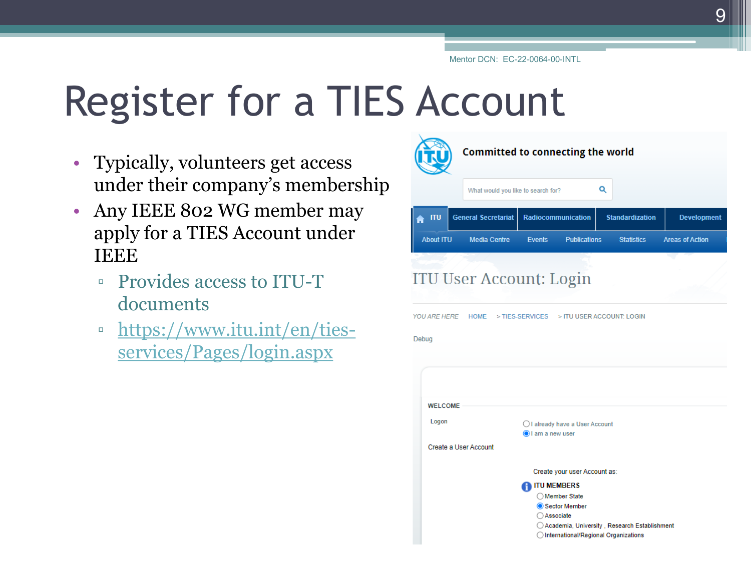Mentor DCN: EC-22-0064-00-INTL

# Register for a TIES Account

- Typically, volunteers get access under their company's membership
- Any IEEE 802 WG member may apply for a TIES Account under IEEE
  - Provides access to ITU-T documents
  - https://www.itu.int/en/ties-services/Pages/login.aspx

Committed to connecting the world

What would you like to search for?

ITU | General Secretariat | Radiocommunication | Standardization | Development

About ITU | Media Centre | Events | Publications | Statistics | Areas of Action

## ITU User Account: Login

YOU ARE HERE HOME > TIES-SERVICES > ITU USER ACCOUNT: LOGIN

Debug

WELCOME

Logon
- I already have a User Account
- I am a new user

Create a User Account

Create your user Account as:

ITU MEMBERS
- Member State
- Sector Member
- Associate
- Academia, University , Research Establishment
- International/Regional Organizations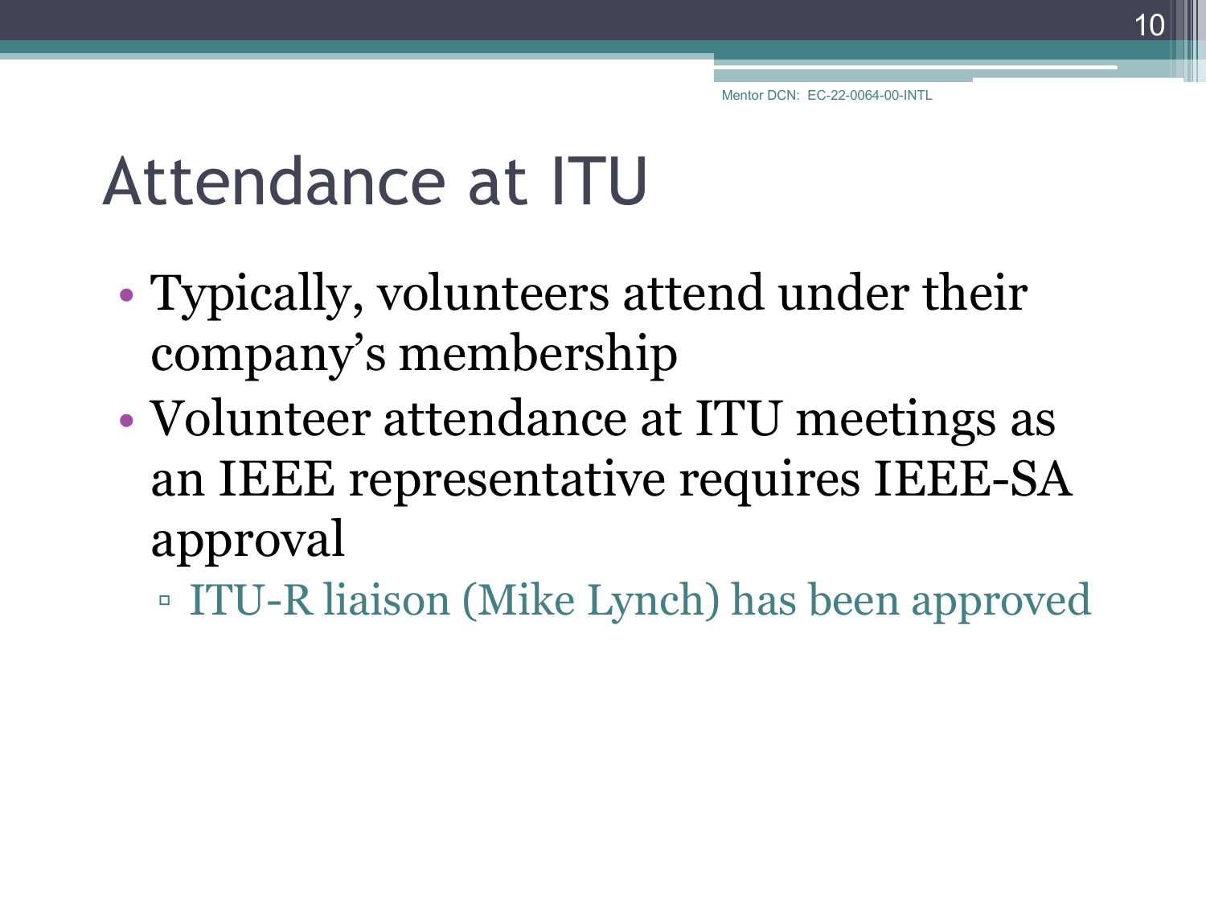# Attendance at ITU

- Typically, volunteers attend under their company's membership
- Volunteer attendance at ITU meetings as an IEEE representative requires IEEE-SA approval
  - ITU-R liaison (Mike Lynch) has been approved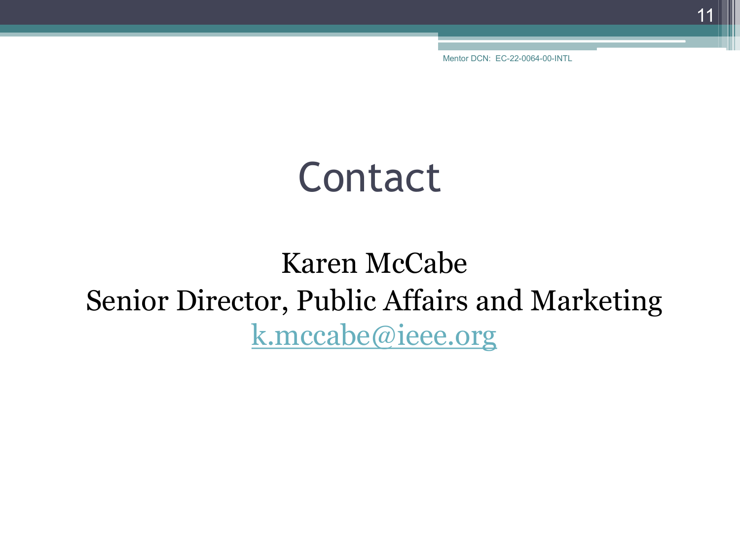# Contact

Karen McCabe
Senior Director, Public Affairs and Marketing
k.mccabe@ieee.org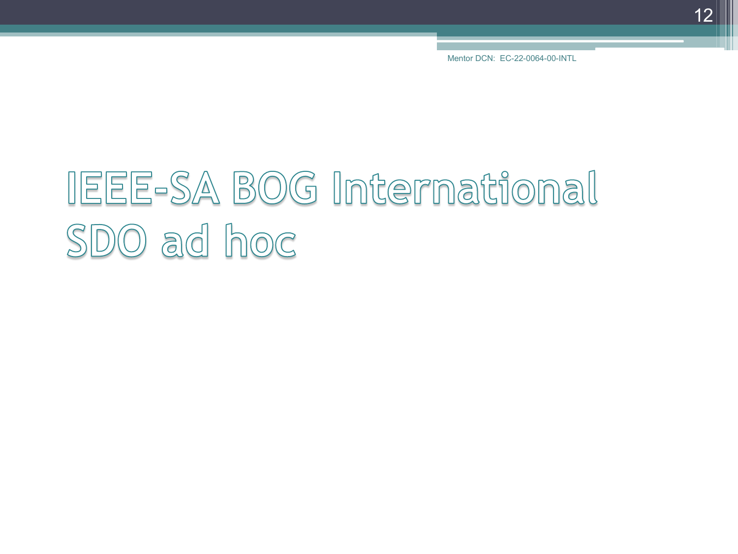# IEEE-SA BOG International SDO ad hoc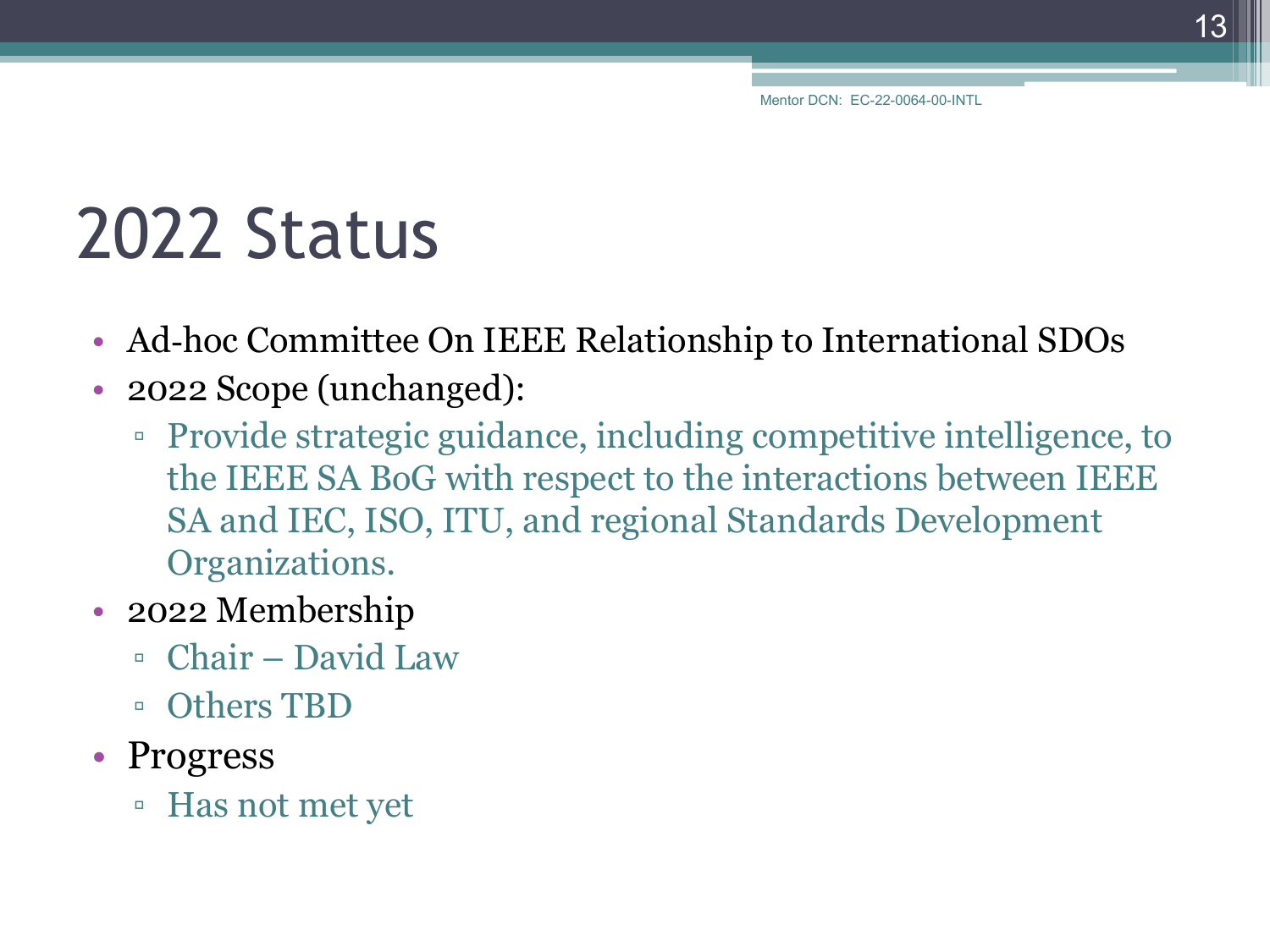# 2022 Status

- Ad-hoc Committee On IEEE Relationship to International SDOs
- 2022 Scope (unchanged):
  - Provide strategic guidance, including competitive intelligence, to the IEEE SA BoG with respect to the interactions between IEEE SA and IEC, ISO, ITU, and regional Standards Development Organizations.
- 2022 Membership
  - Chair – David Law
  - Others TBD
- Progress
  - Has not met yet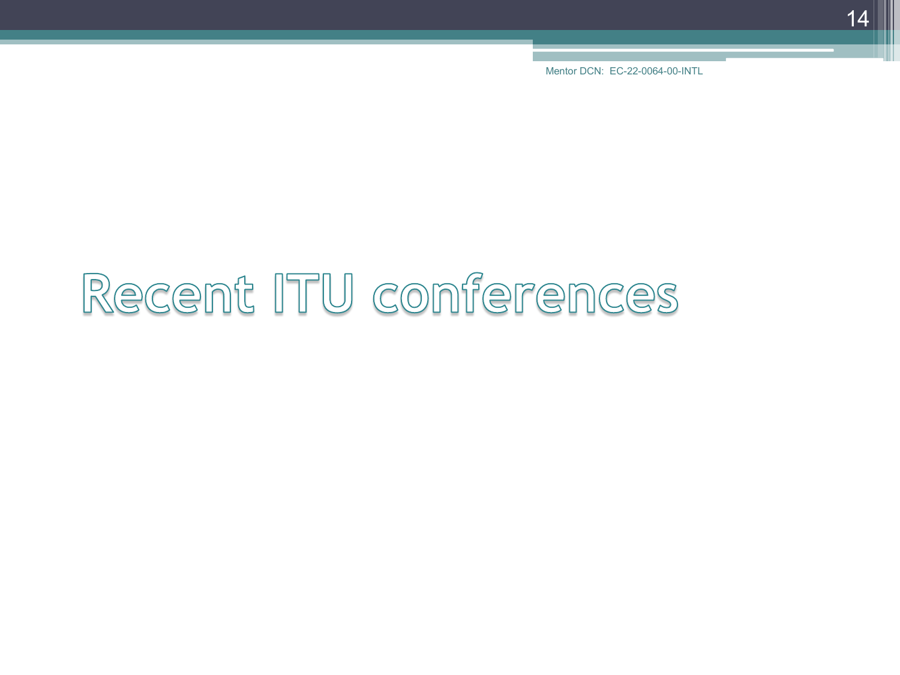# Recent ITU conferences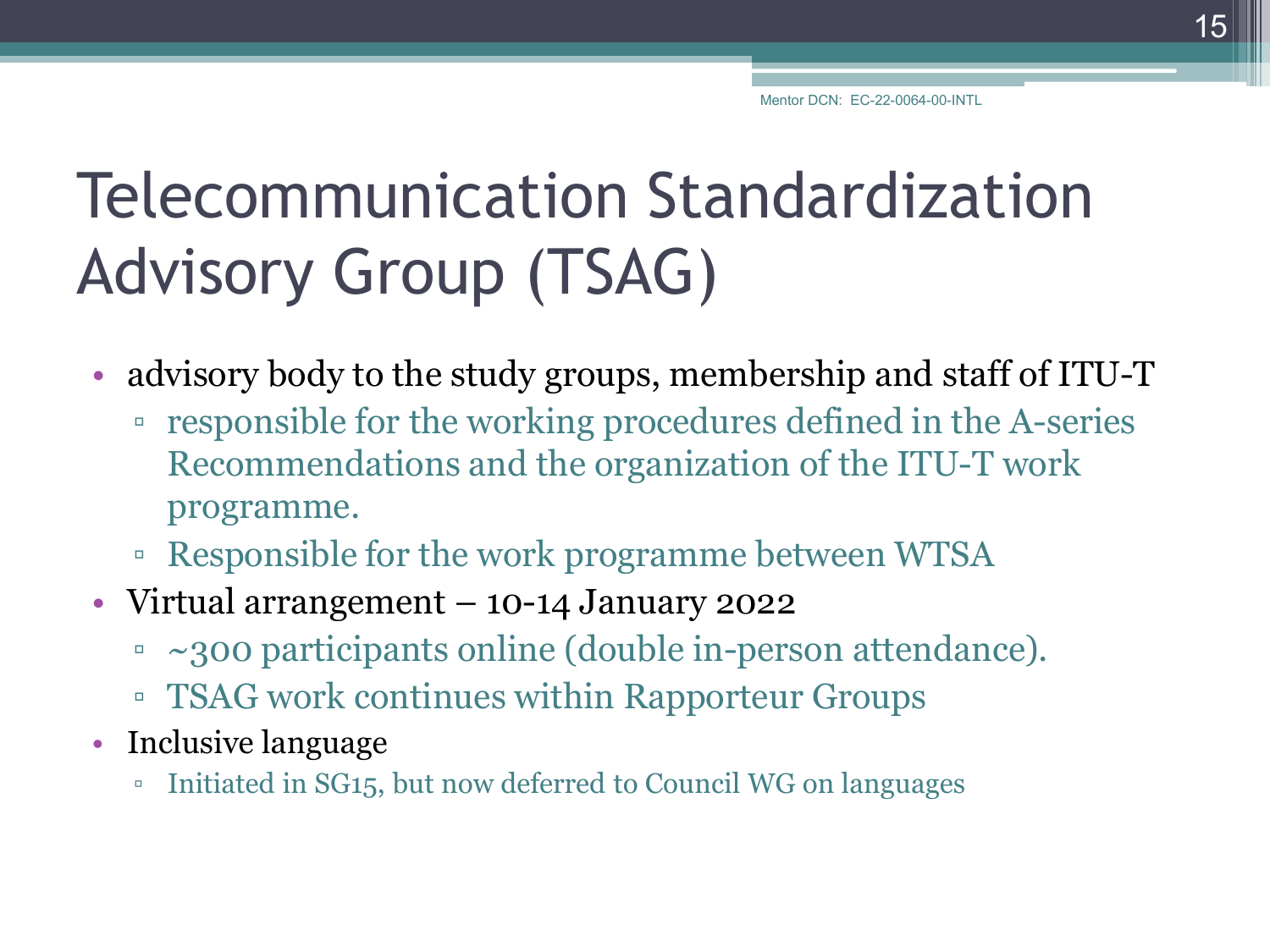Mentor DCN: EC-22-0064-00-INTL

# Telecommunication Standardization Advisory Group (TSAG)

- advisory body to the study groups, membership and staff of ITU-T
  - responsible for the working procedures defined in the A-series Recommendations and the organization of the ITU-T work programme.
  - Responsible for the work programme between WTSA
- Virtual arrangement – 10-14 January 2022
  - ~300 participants online (double in-person attendance).
  - TSAG work continues within Rapporteur Groups
- Inclusive language
  - Initiated in SG15, but now deferred to Council WG on languages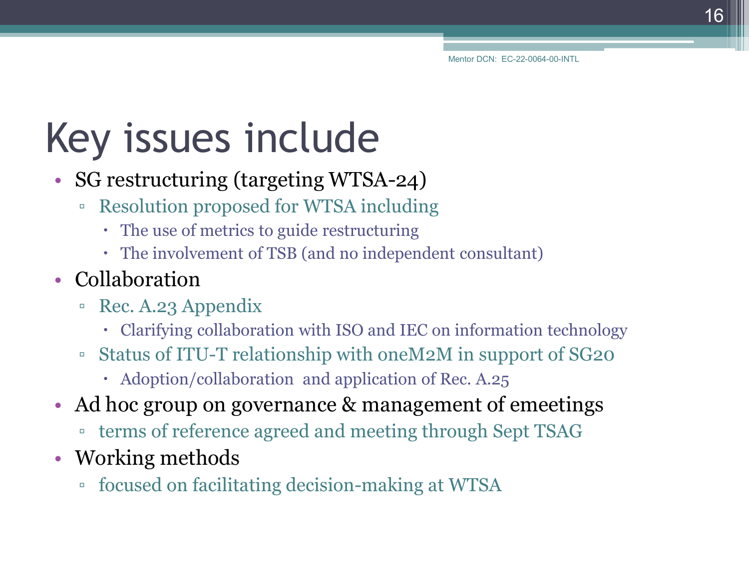# Key issues include

- SG restructuring (targeting WTSA-24)
  - Resolution proposed for WTSA including
    - The use of metrics to guide restructuring
    - The involvement of TSB (and no independent consultant)
- Collaboration
  - Rec. A.23 Appendix
    - Clarifying collaboration with ISO and IEC on information technology
  - Status of ITU-T relationship with oneM2M in support of SG20
    - Adoption/collaboration and application of Rec. A.25
- Ad hoc group on governance & management of emeetings
  - terms of reference agreed and meeting through Sept TSAG
- Working methods
  - focused on facilitating decision-making at WTSA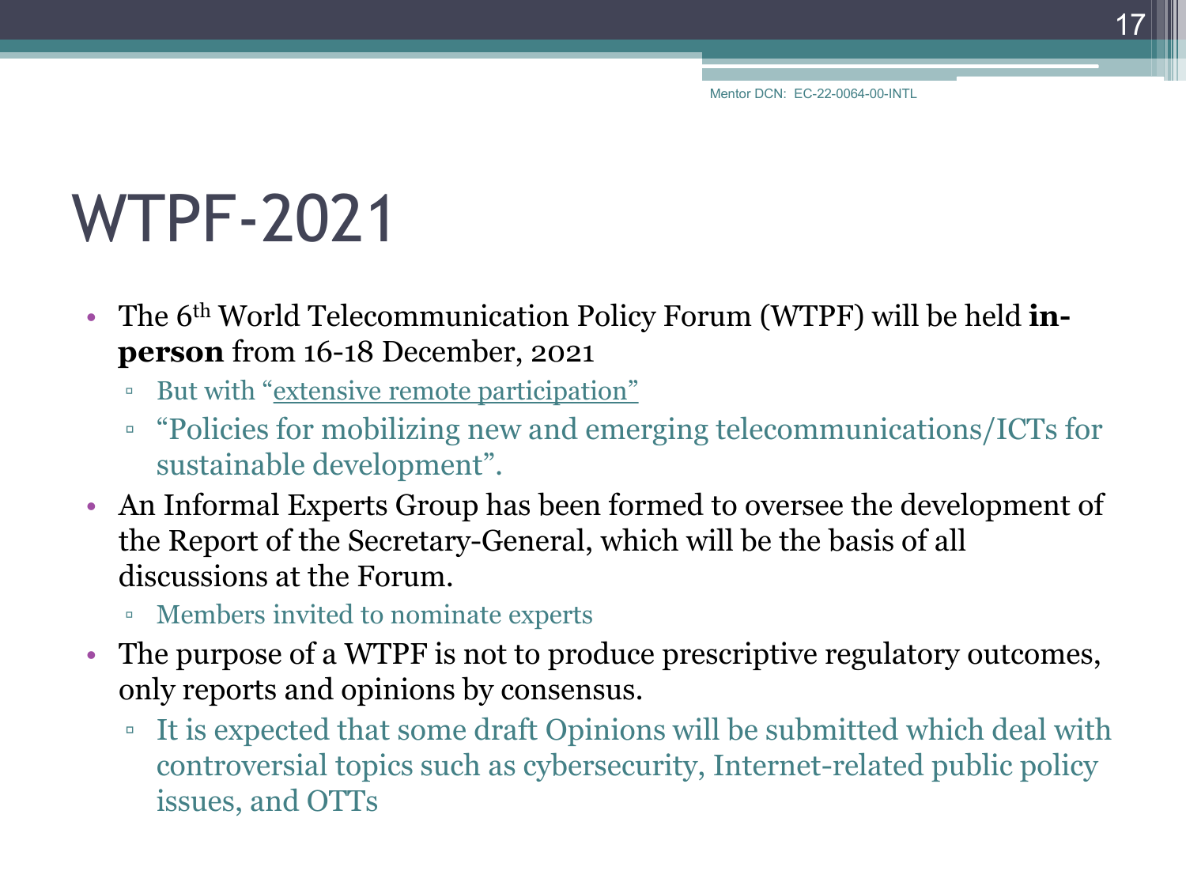Mentor DCN: EC-22-0064-00-INTL

# WTPF-2021

- The 6th World Telecommunication Policy Forum (WTPF) will be held **in-person** from 16-18 December, 2021
  - But with "extensive remote participation"
  - "Policies for mobilizing new and emerging telecommunications/ICTs for sustainable development".
- An Informal Experts Group has been formed to oversee the development of the Report of the Secretary-General, which will be the basis of all discussions at the Forum.
  - Members invited to nominate experts
- The purpose of a WTPF is not to produce prescriptive regulatory outcomes, only reports and opinions by consensus.
  - It is expected that some draft Opinions will be submitted which deal with controversial topics such as cybersecurity, Internet-related public policy issues, and OTTs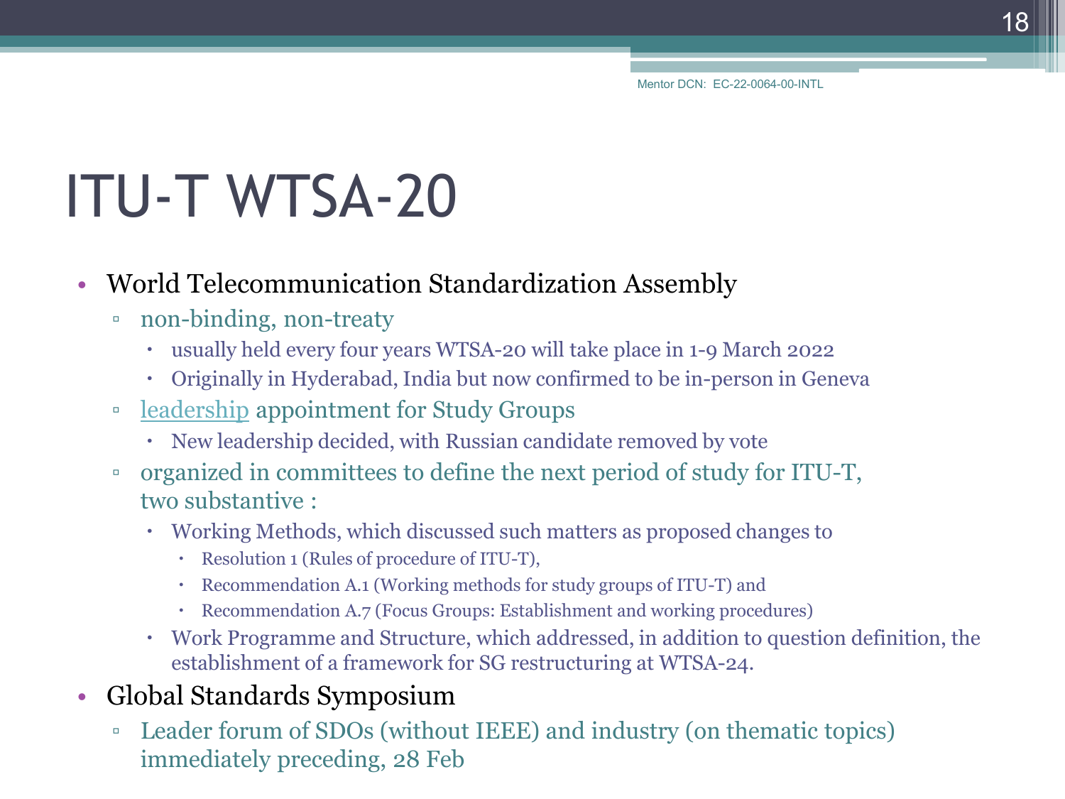Mentor DCN: EC-22-0064-00-INTL

# ITU-T WTSA-20

- World Telecommunication Standardization Assembly
  - non-binding, non-treaty
    - usually held every four years WTSA-20 will take place in 1-9 March 2022
    - Originally in Hyderabad, India but now confirmed to be in-person in Geneva
  - leadership appointment for Study Groups
    - New leadership decided, with Russian candidate removed by vote
  - organized in committees to define the next period of study for ITU-T, two substantive :
    - Working Methods, which discussed such matters as proposed changes to
      - Resolution 1 (Rules of procedure of ITU-T),
      - Recommendation A.1 (Working methods for study groups of ITU-T) and
      - Recommendation A.7 (Focus Groups: Establishment and working procedures)
    - Work Programme and Structure, which addressed, in addition to question definition, the establishment of a framework for SG restructuring at WTSA-24.
- Global Standards Symposium
  - Leader forum of SDOs (without IEEE) and industry (on thematic topics) immediately preceding, 28 Feb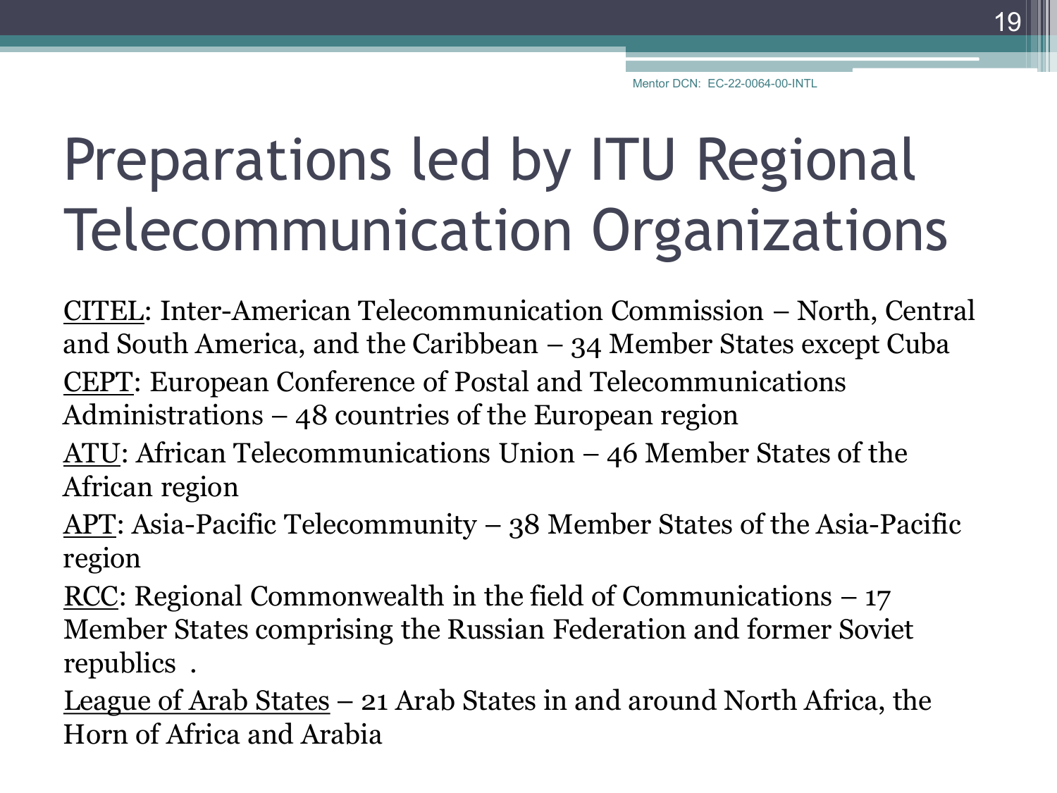# Preparations led by ITU Regional Telecommunication Organizations

CITEL: Inter-American Telecommunication Commission – North, Central and South America, and the Caribbean – 34 Member States except Cuba

CEPT: European Conference of Postal and Telecommunications Administrations – 48 countries of the European region

ATU: African Telecommunications Union – 46 Member States of the African region

APT: Asia-Pacific Telecommunity – 38 Member States of the Asia-Pacific region

RCC: Regional Commonwealth in the field of Communications – 17 Member States comprising the Russian Federation and former Soviet republics .

League of Arab States – 21 Arab States in and around North Africa, the Horn of Africa and Arabia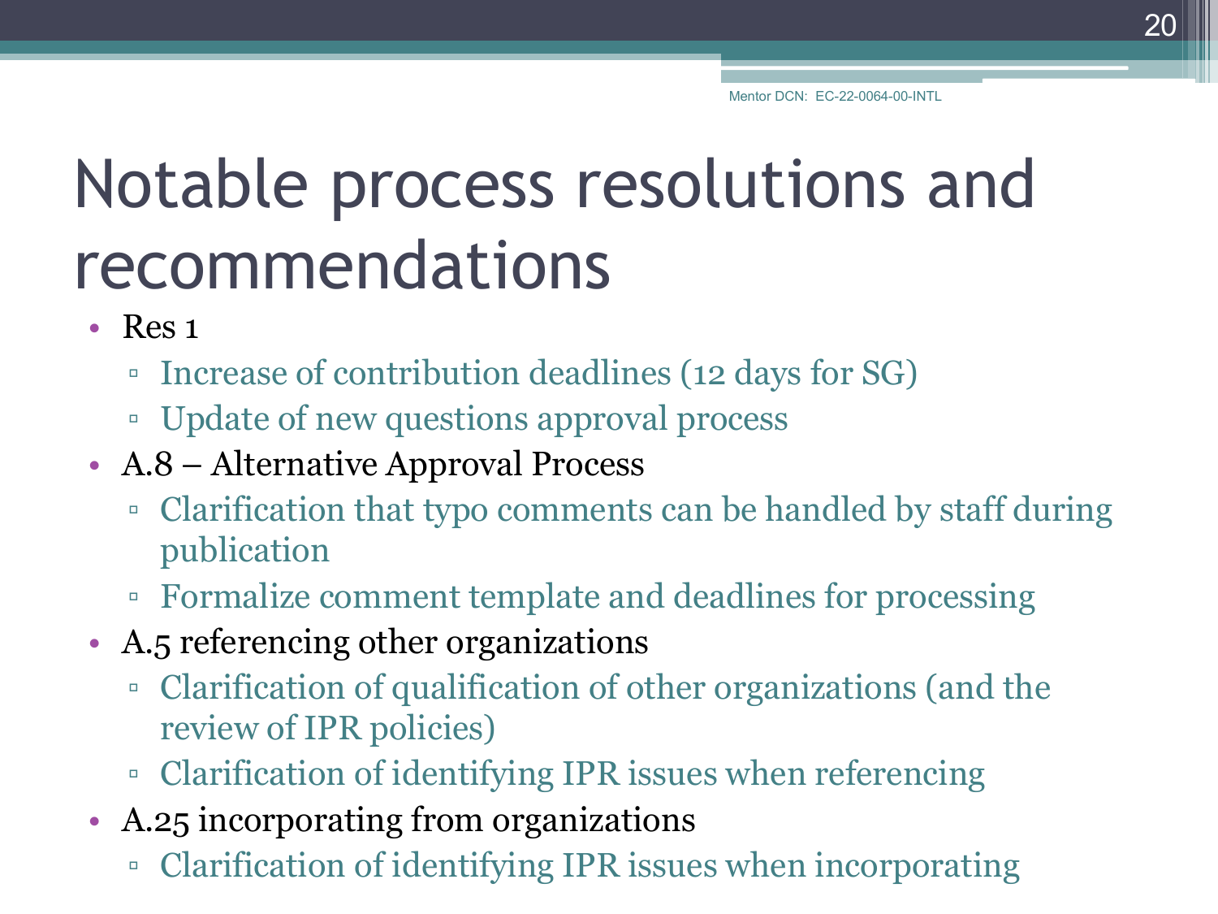# Notable process resolutions and recommendations

- Res 1
  - Increase of contribution deadlines (12 days for SG)
  - Update of new questions approval process
- A.8 – Alternative Approval Process
  - Clarification that typo comments can be handled by staff during publication
  - Formalize comment template and deadlines for processing
- A.5 referencing other organizations
  - Clarification of qualification of other organizations (and the review of IPR policies)
  - Clarification of identifying IPR issues when referencing
- A.25 incorporating from organizations
  - Clarification of identifying IPR issues when incorporating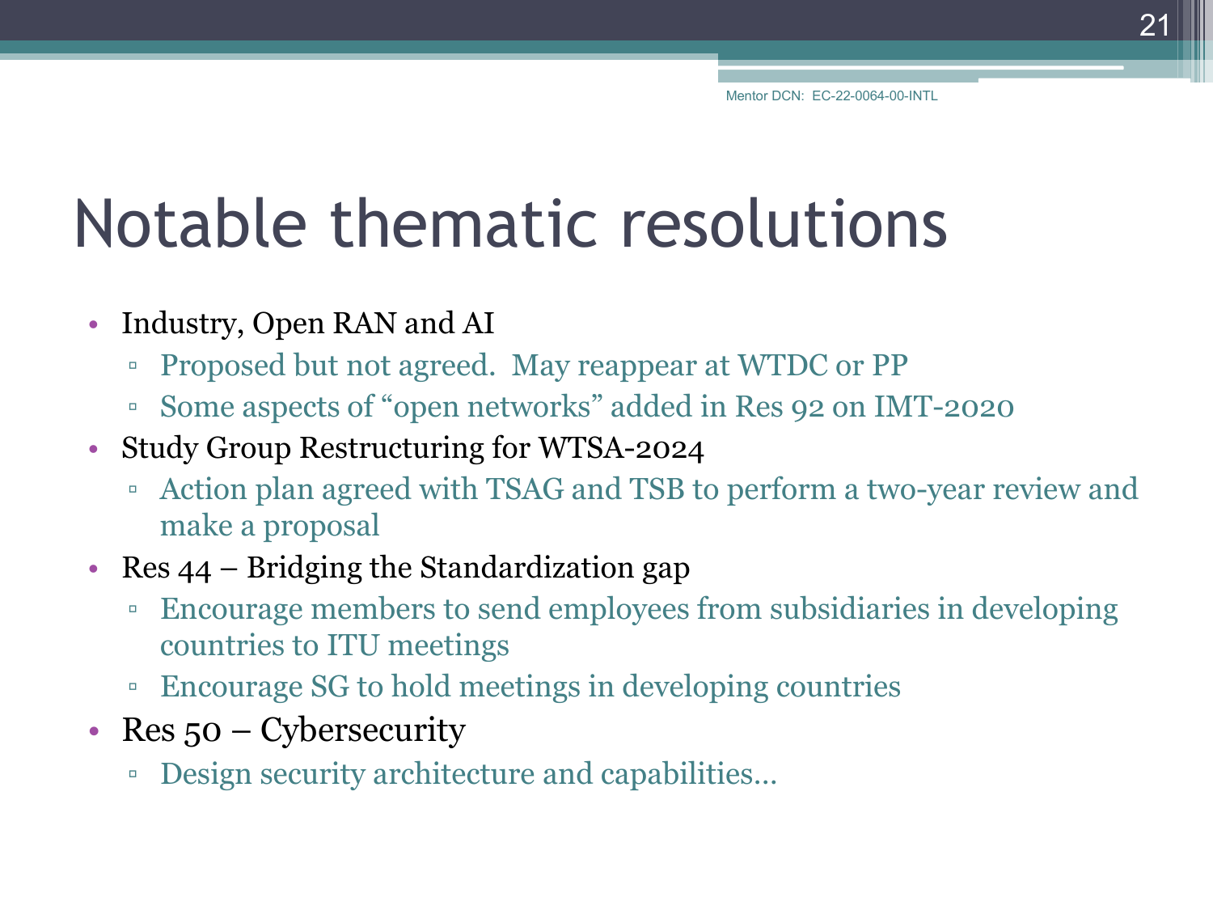# Notable thematic resolutions

- Industry, Open RAN and AI
  - Proposed but not agreed.  May reappear at WTDC or PP
  - Some aspects of "open networks" added in Res 92 on IMT-2020
- Study Group Restructuring for WTSA-2024
  - Action plan agreed with TSAG and TSB to perform a two-year review and make a proposal
- Res 44 – Bridging the Standardization gap
  - Encourage members to send employees from subsidiaries in developing countries to ITU meetings
  - Encourage SG to hold meetings in developing countries
- Res 50 – Cybersecurity
  - Design security architecture and capabilities…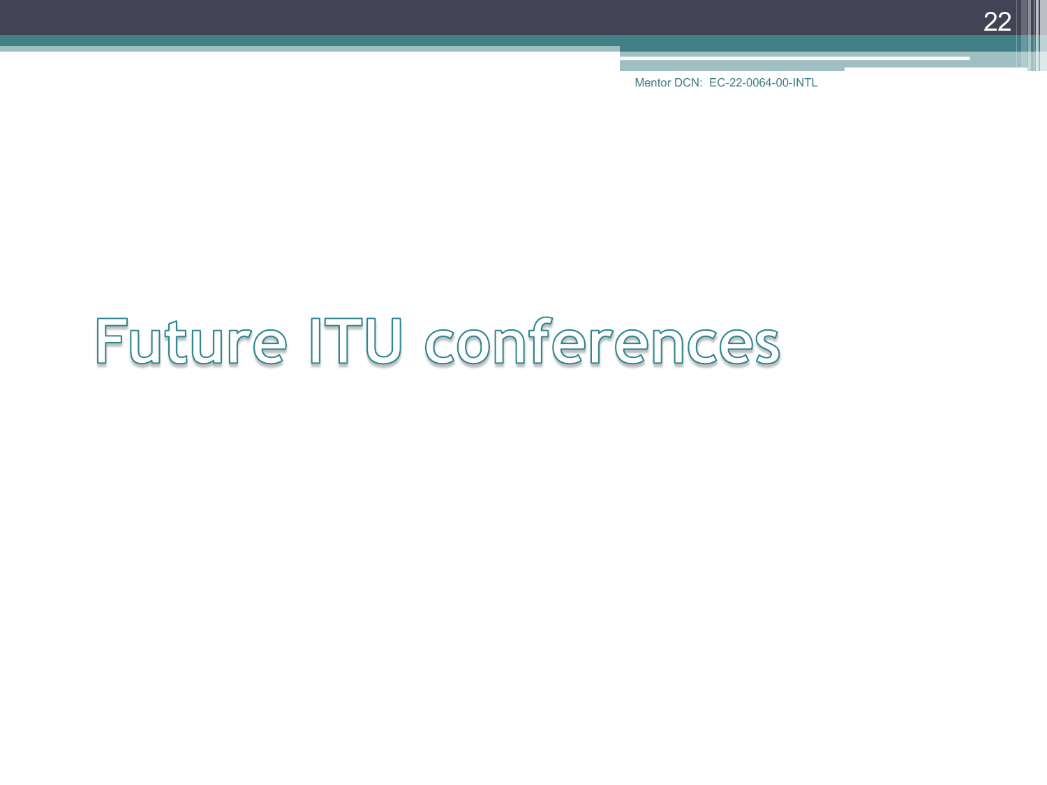# Future ITU conferences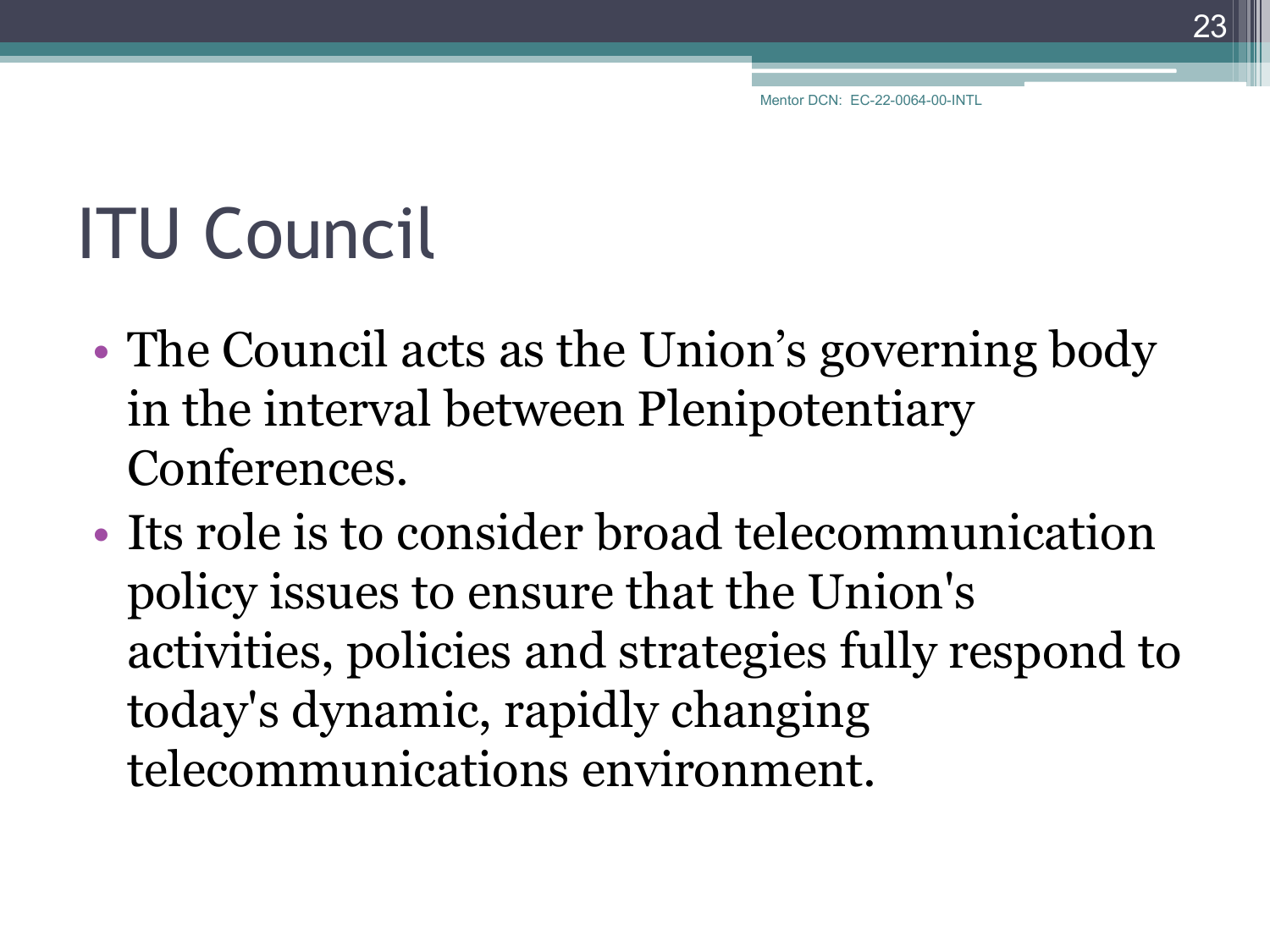# ITU Council

- The Council acts as the Union’s governing body in the interval between Plenipotentiary Conferences.
- Its role is to consider broad telecommunication policy issues to ensure that the Union's activities, policies and strategies fully respond to today's dynamic, rapidly changing telecommunications environment.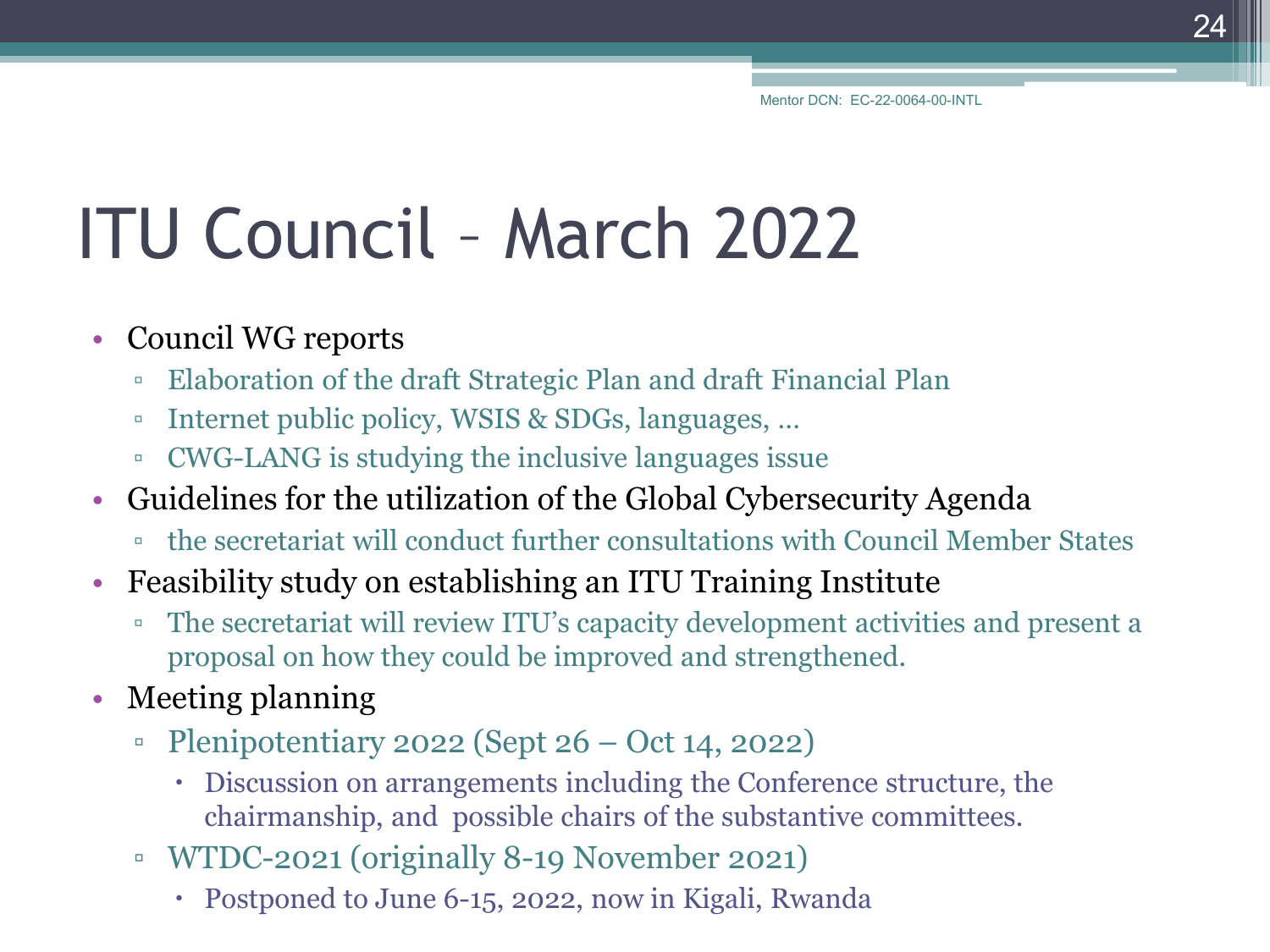# ITU Council – March 2022

- Council WG reports
  - Elaboration of the draft Strategic Plan and draft Financial Plan
  - Internet public policy, WSIS & SDGs, languages, …
  - CWG-LANG is studying the inclusive languages issue
- Guidelines for the utilization of the Global Cybersecurity Agenda
  - the secretariat will conduct further consultations with Council Member States
- Feasibility study on establishing an ITU Training Institute
  - The secretariat will review ITU's capacity development activities and present a proposal on how they could be improved and strengthened.
- Meeting planning
  - Plenipotentiary 2022 (Sept 26 – Oct 14, 2022)
    - Discussion on arrangements including the Conference structure, the chairmanship, and possible chairs of the substantive committees.
  - WTDC-2021 (originally 8-19 November 2021)
    - Postponed to June 6-15, 2022, now in Kigali, Rwanda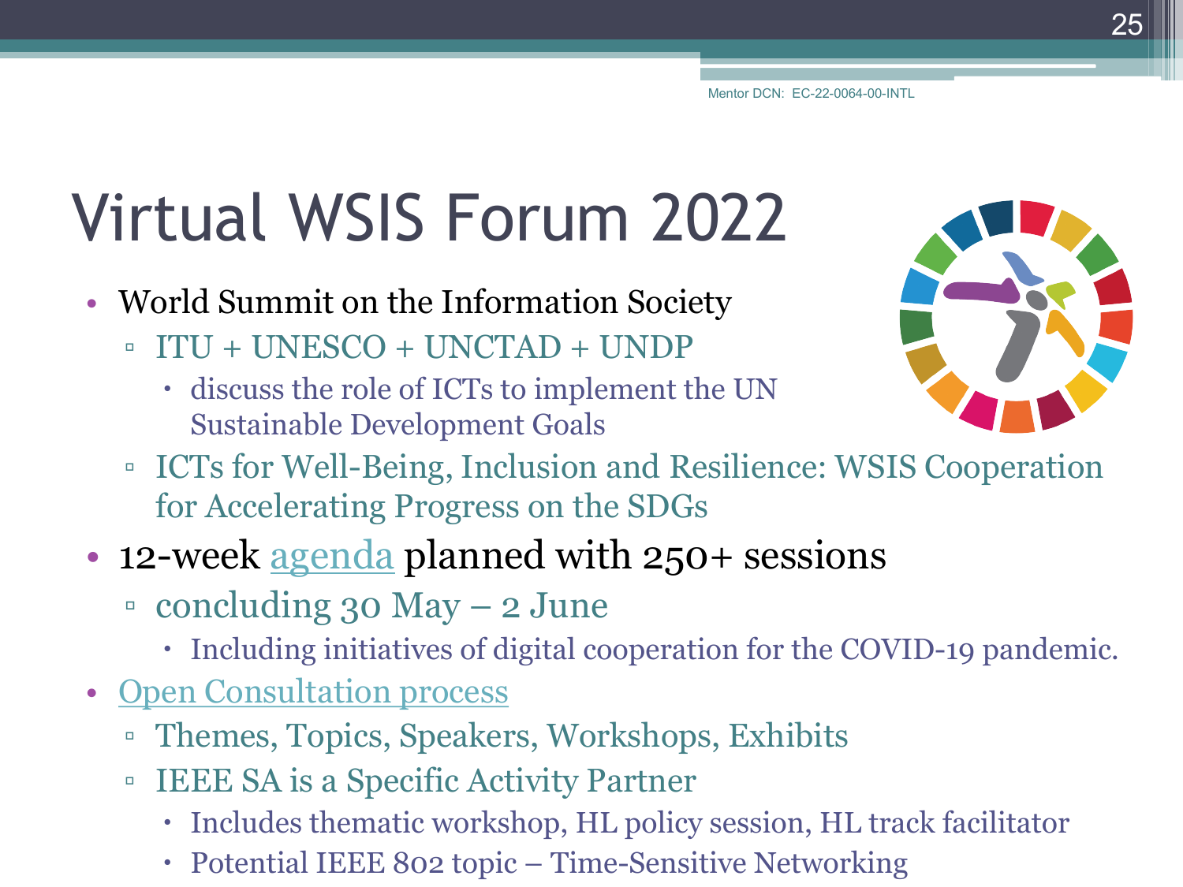Mentor DCN: EC-22-0064-00-INTL

# Virtual WSIS Forum 2022

- World Summit on the Information Society
  - ITU + UNESCO + UNCTAD + UNDP
    - discuss the role of ICTs to implement the UN Sustainable Development Goals
  - ICTs for Well-Being, Inclusion and Resilience: WSIS Cooperation for Accelerating Progress on the SDGs
- 12-week agenda planned with 250+ sessions
  - concluding 30 May – 2 June
    - Including initiatives of digital cooperation for the COVID-19 pandemic.
- Open Consultation process
  - Themes, Topics, Speakers, Workshops, Exhibits
  - IEEE SA is a Specific Activity Partner
    - Includes thematic workshop, HL policy session, HL track facilitator
    - Potential IEEE 802 topic – Time-Sensitive Networking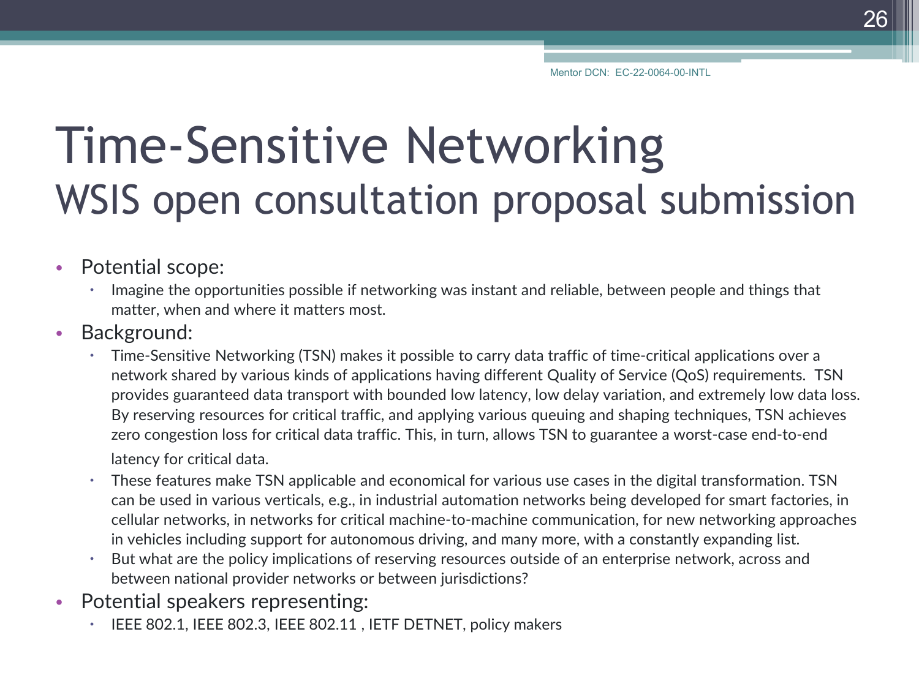# Time-Sensitive Networking
## WSIS open consultation proposal submission

- Potential scope:
  - Imagine the opportunities possible if networking was instant and reliable, between people and things that matter, when and where it matters most.
- Background:
  - Time-Sensitive Networking (TSN) makes it possible to carry data traffic of time-critical applications over a network shared by various kinds of applications having different Quality of Service (QoS) requirements. TSN provides guaranteed data transport with bounded low latency, low delay variation, and extremely low data loss. By reserving resources for critical traffic, and applying various queuing and shaping techniques, TSN achieves zero congestion loss for critical data traffic. This, in turn, allows TSN to guarantee a worst-case end-to-end latency for critical data.
  - These features make TSN applicable and economical for various use cases in the digital transformation. TSN can be used in various verticals, e.g., in industrial automation networks being developed for smart factories, in cellular networks, in networks for critical machine-to-machine communication, for new networking approaches in vehicles including support for autonomous driving, and many more, with a constantly expanding list.
  - But what are the policy implications of reserving resources outside of an enterprise network, across and between national provider networks or between jurisdictions?
- Potential speakers representing:
  - IEEE 802.1, IEEE 802.3, IEEE 802.11 , IETF DETNET, policy makers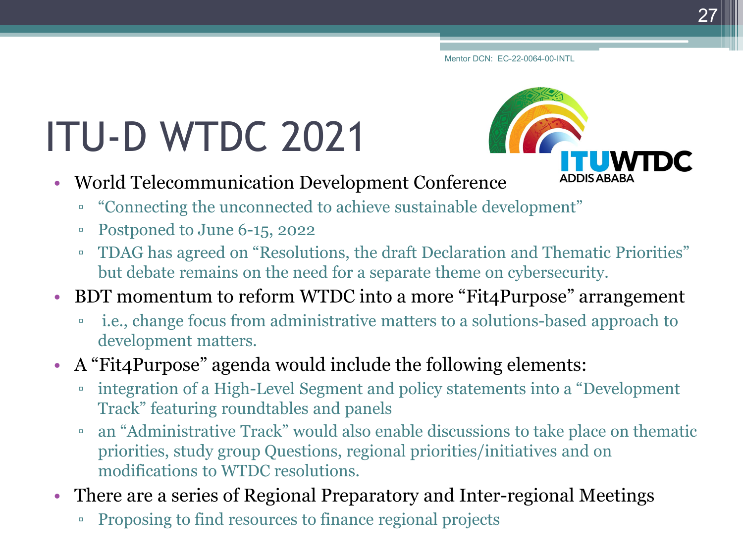Mentor DCN: EC-22-0064-00-INTL

# ITU-D WTDC 2021

- World Telecommunication Development Conference
  - "Connecting the unconnected to achieve sustainable development"
  - Postponed to June 6-15, 2022
  - TDAG has agreed on "Resolutions, the draft Declaration and Thematic Priorities" but debate remains on the need for a separate theme on cybersecurity.
- BDT momentum to reform WTDC into a more "Fit4Purpose" arrangement
  - i.e., change focus from administrative matters to a solutions-based approach to development matters.
- A "Fit4Purpose" agenda would include the following elements:
  - integration of a High-Level Segment and policy statements into a "Development Track" featuring roundtables and panels
  - an "Administrative Track" would also enable discussions to take place on thematic priorities, study group Questions, regional priorities/initiatives and on modifications to WTDC resolutions.
- There are a series of Regional Preparatory and Inter-regional Meetings
  - Proposing to find resources to finance regional projects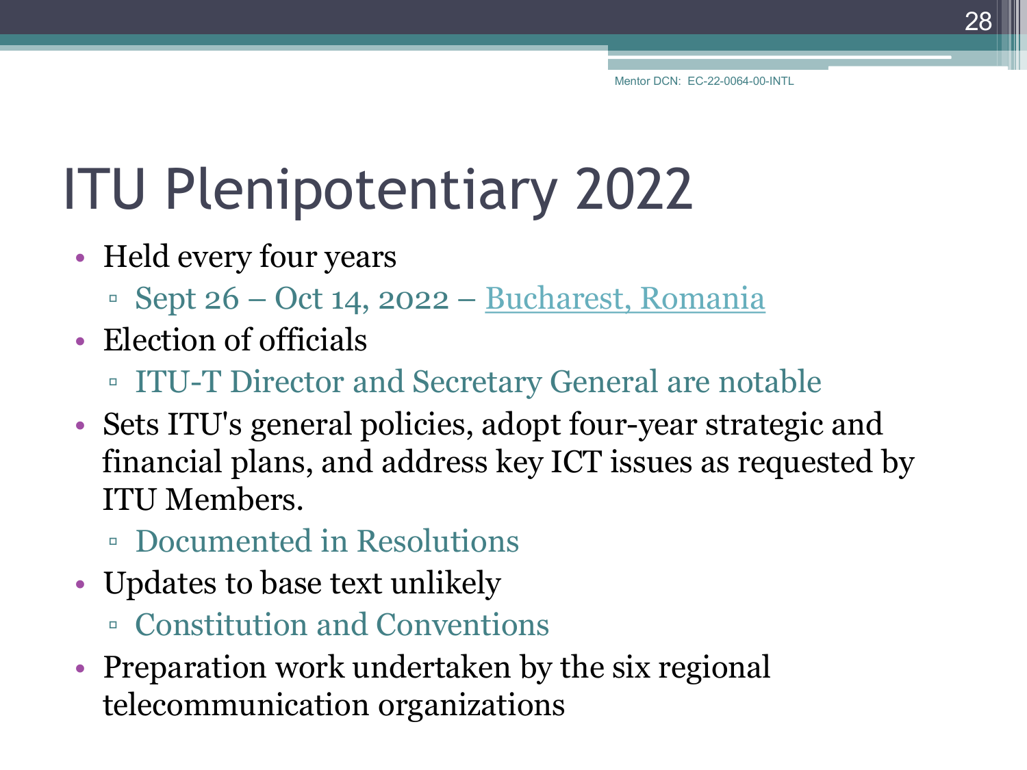# ITU Plenipotentiary 2022

- Held every four years
  - Sept 26 – Oct 14, 2022 – Bucharest, Romania
- Election of officials
  - ITU-T Director and Secretary General are notable
- Sets ITU's general policies, adopt four-year strategic and financial plans, and address key ICT issues as requested by ITU Members.
  - Documented in Resolutions
- Updates to base text unlikely
  - Constitution and Conventions
- Preparation work undertaken by the six regional telecommunication organizations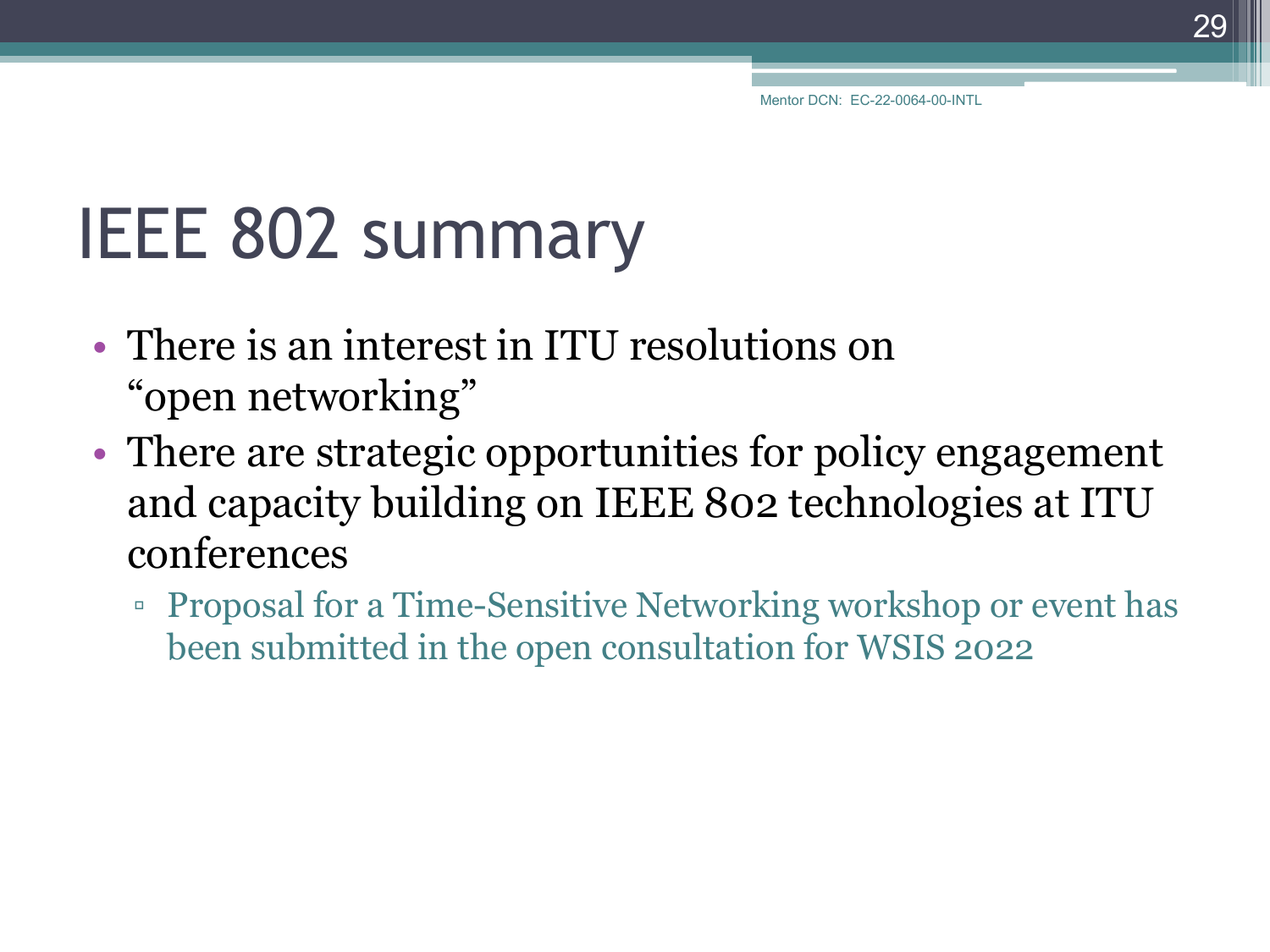# IEEE 802 summary

- There is an interest in ITU resolutions on "open networking"
- There are strategic opportunities for policy engagement and capacity building on IEEE 802 technologies at ITU conferences
  - Proposal for a Time-Sensitive Networking workshop or event has been submitted in the open consultation for WSIS 2022